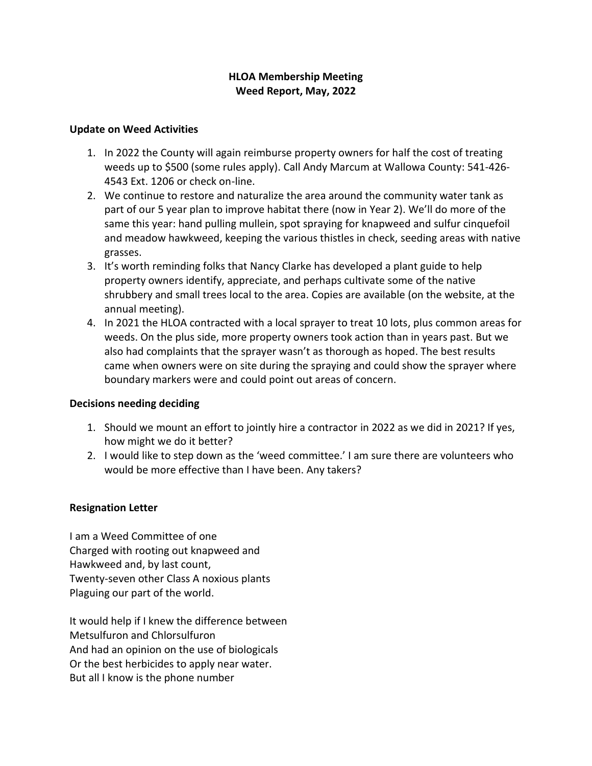**HLOA Membership Meeting**
**Weed Report, May, 2022**

## Update on Weed Activities

1. In 2022 the County will again reimburse property owners for half the cost of treating weeds up to $500 (some rules apply). Call Andy Marcum at Wallowa County: 541-426-4543 Ext. 1206 or check on-line.
2. We continue to restore and naturalize the area around the community water tank as part of our 5 year plan to improve habitat there (now in Year 2). We'll do more of the same this year: hand pulling mullein, spot spraying for knapweed and sulfur cinquefoil and meadow hawkweed, keeping the various thistles in check, seeding areas with native grasses.
3. It's worth reminding folks that Nancy Clarke has developed a plant guide to help property owners identify, appreciate, and perhaps cultivate some of the native shrubbery and small trees local to the area. Copies are available (on the website, at the annual meeting).
4. In 2021 the HLOA contracted with a local sprayer to treat 10 lots, plus common areas for weeds. On the plus side, more property owners took action than in years past. But we also had complaints that the sprayer wasn't as thorough as hoped. The best results came when owners were on site during the spraying and could show the sprayer where boundary markers were and could point out areas of concern.

## Decisions needing deciding

1. Should we mount an effort to jointly hire a contractor in 2022 as we did in 2021? If yes, how might we do it better?
2. I would like to step down as the 'weed committee.' I am sure there are volunteers who would be more effective than I have been. Any takers?

## Resignation Letter

I am a Weed Committee of one
Charged with rooting out knapweed and
Hawkweed and, by last count,
Twenty-seven other Class A noxious plants
Plaguing our part of the world.

It would help if I knew the difference between
Metsulfuron and Chlorsulfuron
And had an opinion on the use of biologicals
Or the best herbicides to apply near water.
But all I know is the phone number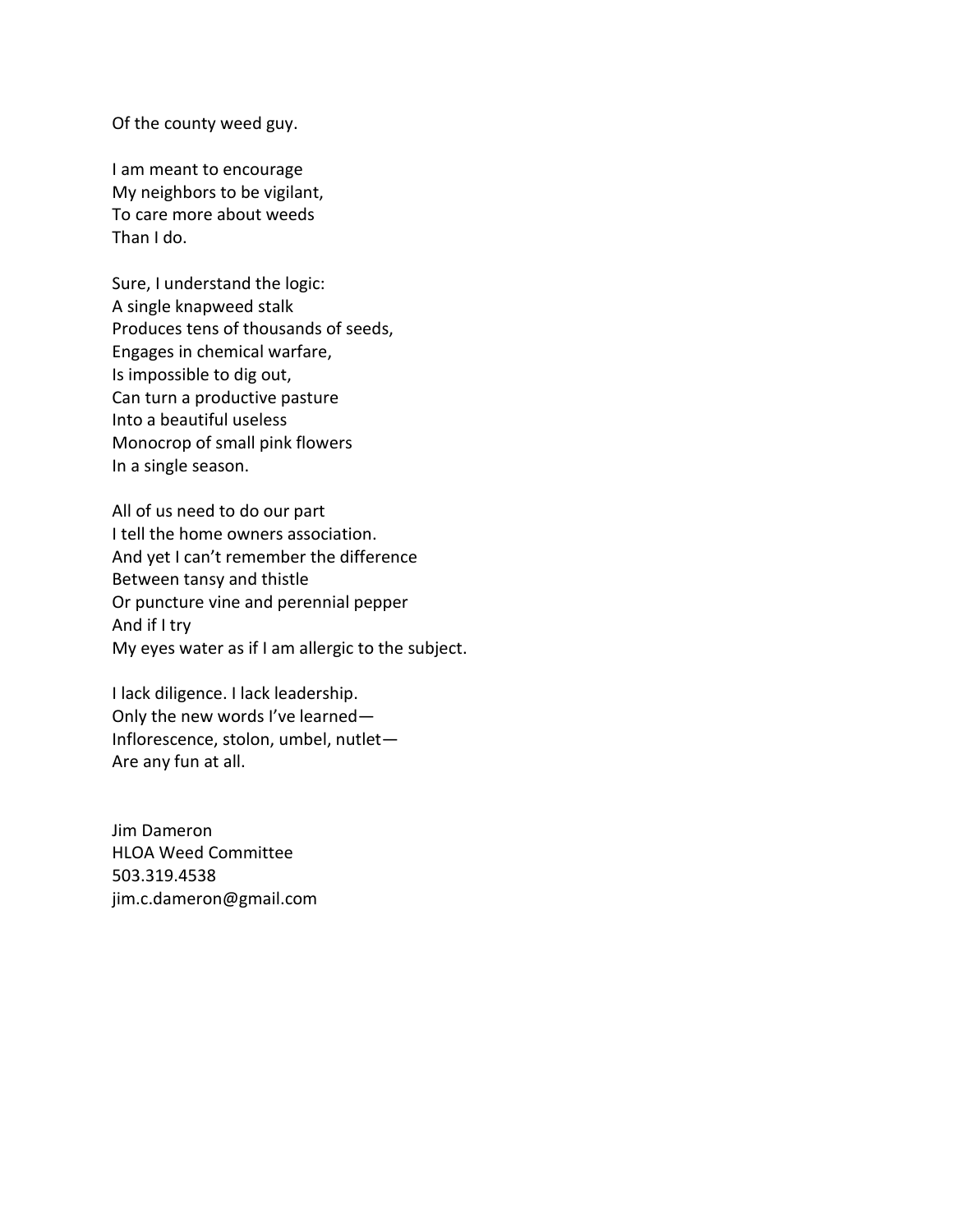Of the county weed guy.

I am meant to encourage
My neighbors to be vigilant,
To care more about weeds
Than I do.

Sure, I understand the logic:
A single knapweed stalk
Produces tens of thousands of seeds,
Engages in chemical warfare,
Is impossible to dig out,
Can turn a productive pasture
Into a beautiful useless
Monocrop of small pink flowers
In a single season.

All of us need to do our part
I tell the home owners association.
And yet I can't remember the difference
Between tansy and thistle
Or puncture vine and perennial pepper
And if I try
My eyes water as if I am allergic to the subject.

I lack diligence. I lack leadership.
Only the new words I've learned—
Inflorescence, stolon, umbel, nutlet—
Are any fun at all.

Jim Dameron
HLOA Weed Committee
503.319.4538
jim.c.dameron@gmail.com